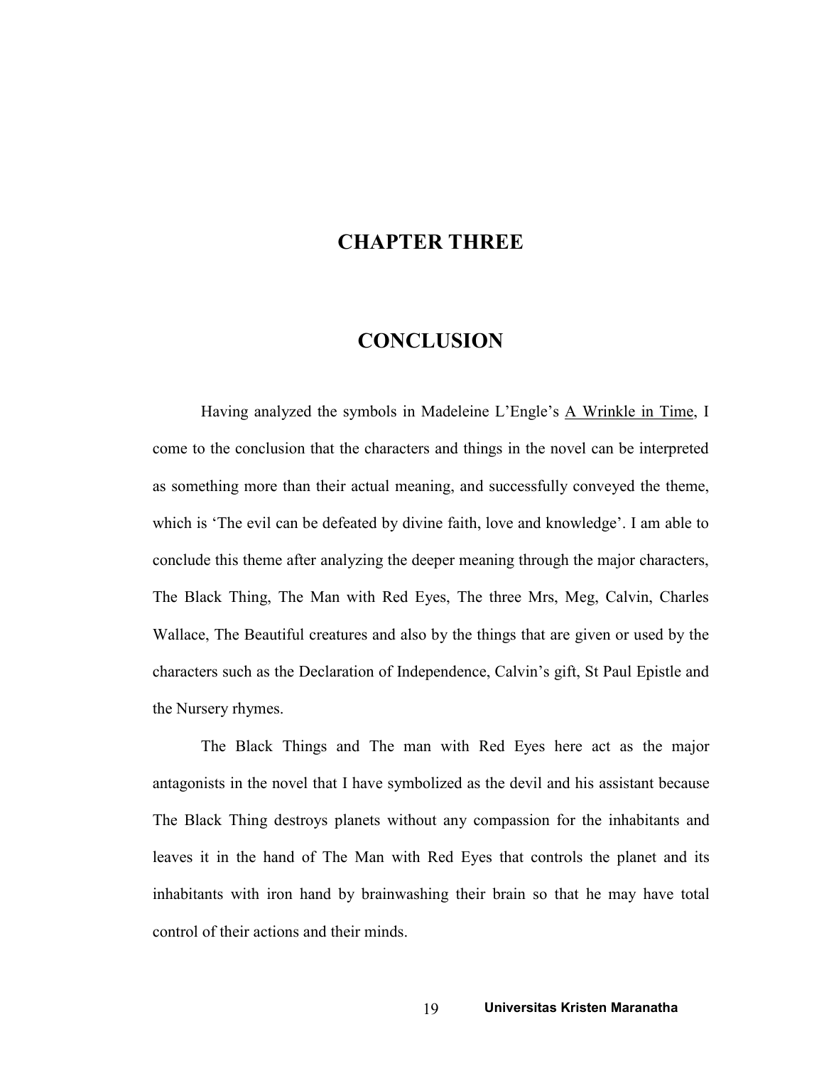# CHAPTER THREE

# CONCLUSION

Having analyzed the symbols in Madeleine L'Engle's A Wrinkle in Time, I come to the conclusion that the characters and things in the novel can be interpreted as something more than their actual meaning, and successfully conveyed the theme, which is 'The evil can be defeated by divine faith, love and knowledge'. I am able to conclude this theme after analyzing the deeper meaning through the major characters, The Black Thing, The Man with Red Eyes, The three Mrs, Meg, Calvin, Charles Wallace, The Beautiful creatures and also by the things that are given or used by the characters such as the Declaration of Independence, Calvin's gift, St Paul Epistle and the Nursery rhymes.

The Black Things and The man with Red Eyes here act as the major antagonists in the novel that I have symbolized as the devil and his assistant because The Black Thing destroys planets without any compassion for the inhabitants and leaves it in the hand of The Man with Red Eyes that controls the planet and its inhabitants with iron hand by brainwashing their brain so that he may have total control of their actions and their minds.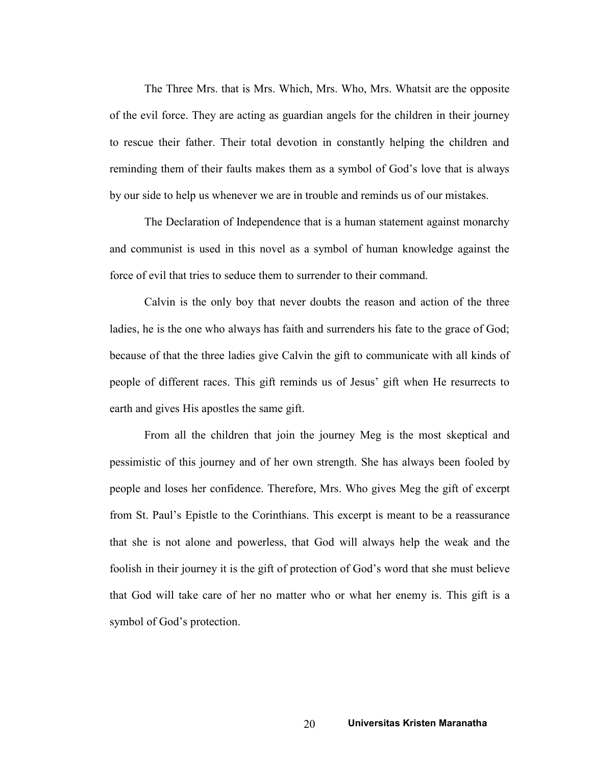The Three Mrs. that is Mrs. Which, Mrs. Who, Mrs. Whatsit are the opposite of the evil force. They are acting as guardian angels for the children in their journey to rescue their father. Their total devotion in constantly helping the children and reminding them of their faults makes them as a symbol of God's love that is always by our side to help us whenever we are in trouble and reminds us of our mistakes.

The Declaration of Independence that is a human statement against monarchy and communist is used in this novel as a symbol of human knowledge against the force of evil that tries to seduce them to surrender to their command.

Calvin is the only boy that never doubts the reason and action of the three ladies, he is the one who always has faith and surrenders his fate to the grace of God; because of that the three ladies give Calvin the gift to communicate with all kinds of people of different races. This gift reminds us of Jesus' gift when He resurrects to earth and gives His apostles the same gift.

From all the children that join the journey Meg is the most skeptical and pessimistic of this journey and of her own strength. She has always been fooled by people and loses her confidence. Therefore, Mrs. Who gives Meg the gift of excerpt from St. Paul's Epistle to the Corinthians. This excerpt is meant to be a reassurance that she is not alone and powerless, that God will always help the weak and the foolish in their journey it is the gift of protection of God's word that she must believe that God will take care of her no matter who or what her enemy is. This gift is a symbol of God's protection.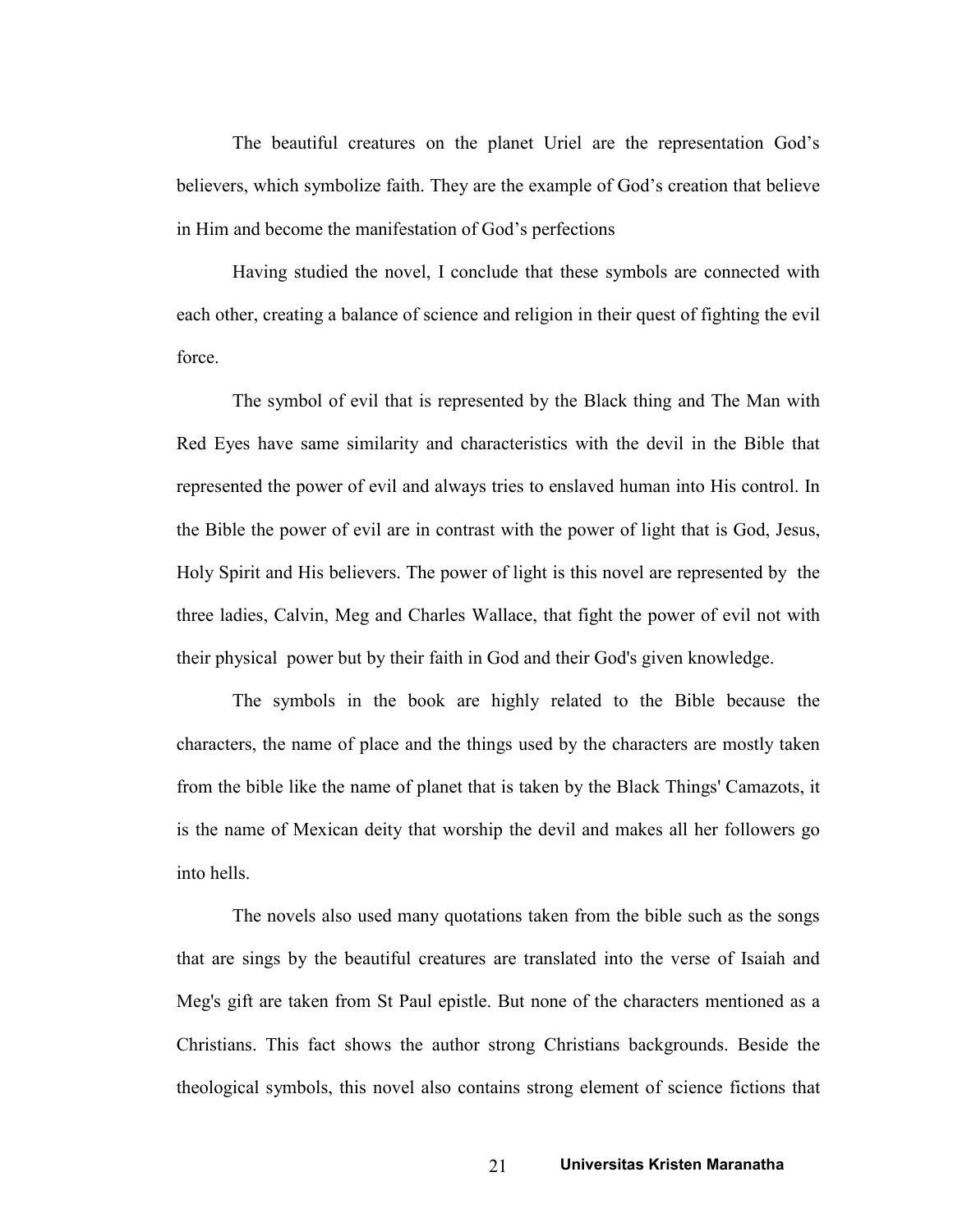The beautiful creatures on the planet Uriel are the representation God's believers, which symbolize faith. They are the example of God's creation that believe in Him and become the manifestation of God's perfections

Having studied the novel, I conclude that these symbols are connected with each other, creating a balance of science and religion in their quest of fighting the evil force.

The symbol of evil that is represented by the Black thing and The Man with Red Eyes have same similarity and characteristics with the devil in the Bible that represented the power of evil and always tries to enslaved human into His control. In the Bible the power of evil are in contrast with the power of light that is God, Jesus, Holy Spirit and His believers. The power of light is this novel are represented by the three ladies, Calvin, Meg and Charles Wallace, that fight the power of evil not with their physical power but by their faith in God and their God's given knowledge.

The symbols in the book are highly related to the Bible because the characters, the name of place and the things used by the characters are mostly taken from the bible like the name of planet that is taken by the Black Things' Camazots, it is the name of Mexican deity that worship the devil and makes all her followers go into hells.

The novels also used many quotations taken from the bible such as the songs that are sings by the beautiful creatures are translated into the verse of Isaiah and Meg's gift are taken from St Paul epistle. But none of the characters mentioned as a Christians. This fact shows the author strong Christians backgrounds. Beside the theological symbols, this novel also contains strong element of science fictions that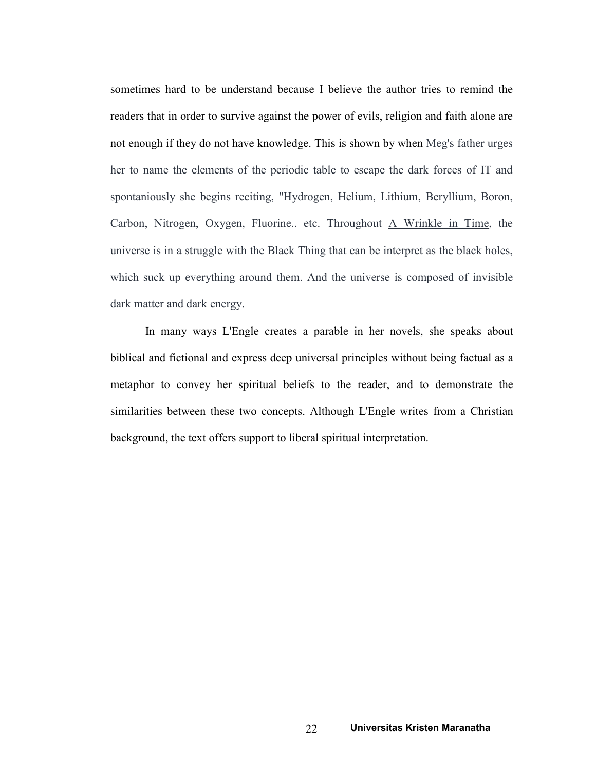sometimes hard to be understand because I believe the author tries to remind the readers that in order to survive against the power of evils, religion and faith alone are not enough if they do not have knowledge. This is shown by when Meg's father urges her to name the elements of the periodic table to escape the dark forces of IT and spontaniously she begins reciting, "Hydrogen, Helium, Lithium, Beryllium, Boron, Carbon, Nitrogen, Oxygen, Fluorine.. etc. Throughout A Wrinkle in Time, the universe is in a struggle with the Black Thing that can be interpret as the black holes, which suck up everything around them. And the universe is composed of invisible dark matter and dark energy.

In many ways L'Engle creates a parable in her novels, she speaks about biblical and fictional and express deep universal principles without being factual as a metaphor to convey her spiritual beliefs to the reader, and to demonstrate the similarities between these two concepts. Although L'Engle writes from a Christian background, the text offers support to liberal spiritual interpretation.